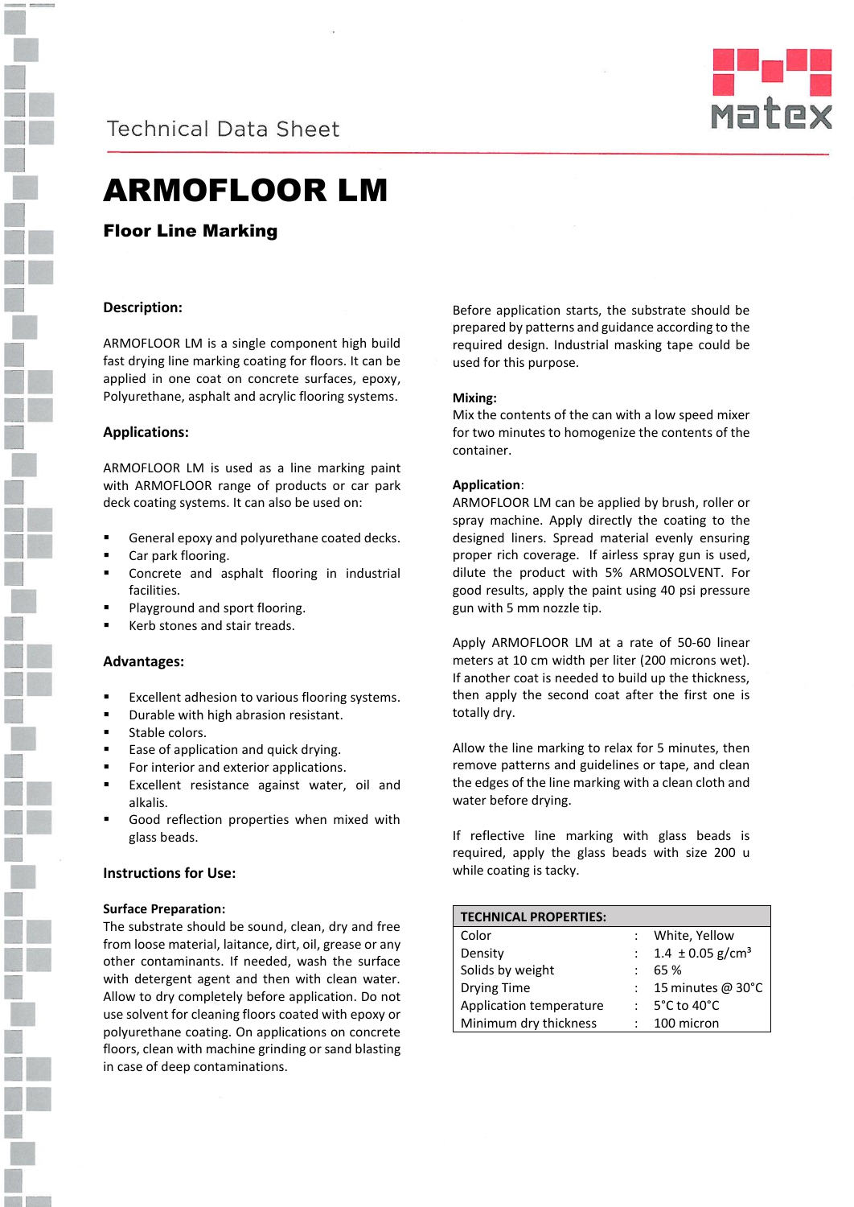Technical Data Sheet

# ARMOFLOOR LM

## Floor Line Marking

### Description:

ARMOFLOOR LM is a single component high build fast drying line marking coating for floors. It can be applied in one coat on concrete surfaces, epoxy, Polyurethane, asphalt and acrylic flooring systems.

### Applications:

ARMOFLOOR LM is used as a line marking paint with ARMOFLOOR range of products or car park deck coating systems. It can also be used on:

- General epoxy and polyurethane coated decks.
- Car park flooring.
- Concrete and asphalt flooring in industrial facilities.
- Playground and sport flooring.
- Kerb stones and stair treads.

### Advantages:

- Excellent adhesion to various flooring systems.
- Durable with high abrasion resistant.
- Stable colors.
- Ease of application and quick drying.
- For interior and exterior applications.
- Excellent resistance against water, oil and alkalis.
- Good reflection properties when mixed with glass beads.

### Instructions for Use:

**Surface Preparation:**

The substrate should be sound, clean, dry and free from loose material, laitance, dirt, oil, grease or any other contaminants. If needed, wash the surface with detergent agent and then with clean water. Allow to dry completely before application. Do not use solvent for cleaning floors coated with epoxy or polyurethane coating. On applications on concrete floors, clean with machine grinding or sand blasting in case of deep contaminations.

Before application starts, the substrate should be prepared by patterns and guidance according to the required design. Industrial masking tape could be used for this purpose.

**Mixing:**

Mix the contents of the can with a low speed mixer for two minutes to homogenize the contents of the container.

**Application**:

ARMOFLOOR LM can be applied by brush, roller or spray machine. Apply directly the coating to the designed liners. Spread material evenly ensuring proper rich coverage. If airless spray gun is used, dilute the product with 5% ARMOSOLVENT. For good results, apply the paint using 40 psi pressure gun with 5 mm nozzle tip.

Apply ARMOFLOOR LM at a rate of 50-60 linear meters at 10 cm width per liter (200 microns wet). If another coat is needed to build up the thickness, then apply the second coat after the first one is totally dry.

Allow the line marking to relax for 5 minutes, then remove patterns and guidelines or tape, and clean the edges of the line marking with a clean cloth and water before drying.

If reflective line marking with glass beads is required, apply the glass beads with size 200 u while coating is tacky.

| TECHNICAL PROPERTIES: | | |
|---|---|---|
| Color | : | White, Yellow |
| Density | : | 1.4 ± 0.05 g/cm$^3$ |
| Solids by weight | : | 65 % |
| Drying Time | : | 15 minutes @ 30°C |
| Application temperature | : | 5°C to 40°C |
| Minimum dry thickness | : | 100 micron |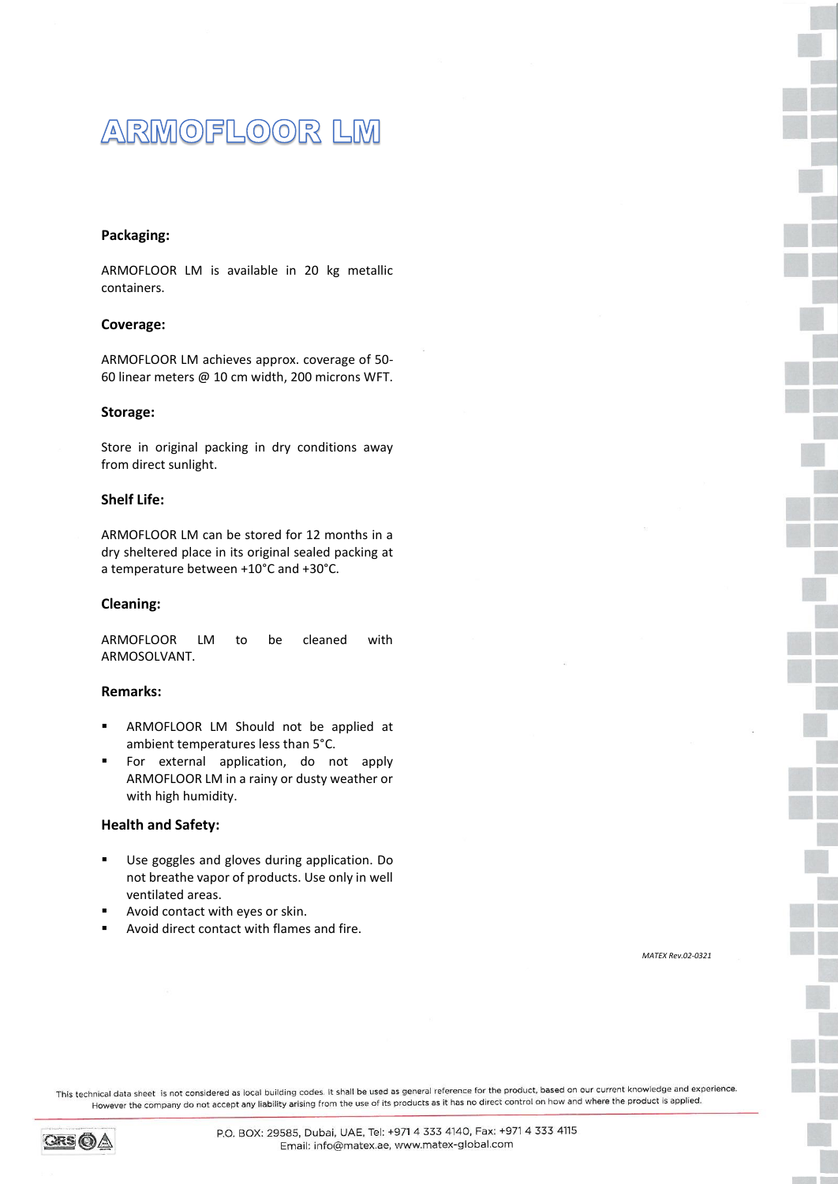# ARMOFLOOR LM

## Packaging:

ARMOFLOOR LM is available in 20 kg metallic containers.

## Coverage:

ARMOFLOOR LM achieves approx. coverage of 50-60 linear meters @ 10 cm width, 200 microns WFT.

## Storage:

Store in original packing in dry conditions away from direct sunlight.

## Shelf Life:

ARMOFLOOR LM can be stored for 12 months in a dry sheltered place in its original sealed packing at a temperature between +10°C and +30°C.

## Cleaning:

ARMOFLOOR LM to be cleaned with ARMOSOLVANT.

## Remarks:

- ARMOFLOOR LM Should not be applied at ambient temperatures less than 5°C.
- For external application, do not apply ARMOFLOOR LM in a rainy or dusty weather or with high humidity.

## Health and Safety:

- Use goggles and gloves during application. Do not breathe vapor of products. Use only in well ventilated areas.
- Avoid contact with eyes or skin.
- Avoid direct contact with flames and fire.

*MATEX Rev.02-0321*

This technical data sheet is not considered as local building codes. It shall be used as general reference for the product, based on our current knowledge and experience. However the company do not accept any liability arising from the use of its products as it has no direct control on how and where the product is applied.

P.O. BOX: 29585, Dubai, UAE, Tel: +971 4 333 4140, Fax: +971 4 333 4115
Email: info@matex.ae, www.matex-global.com